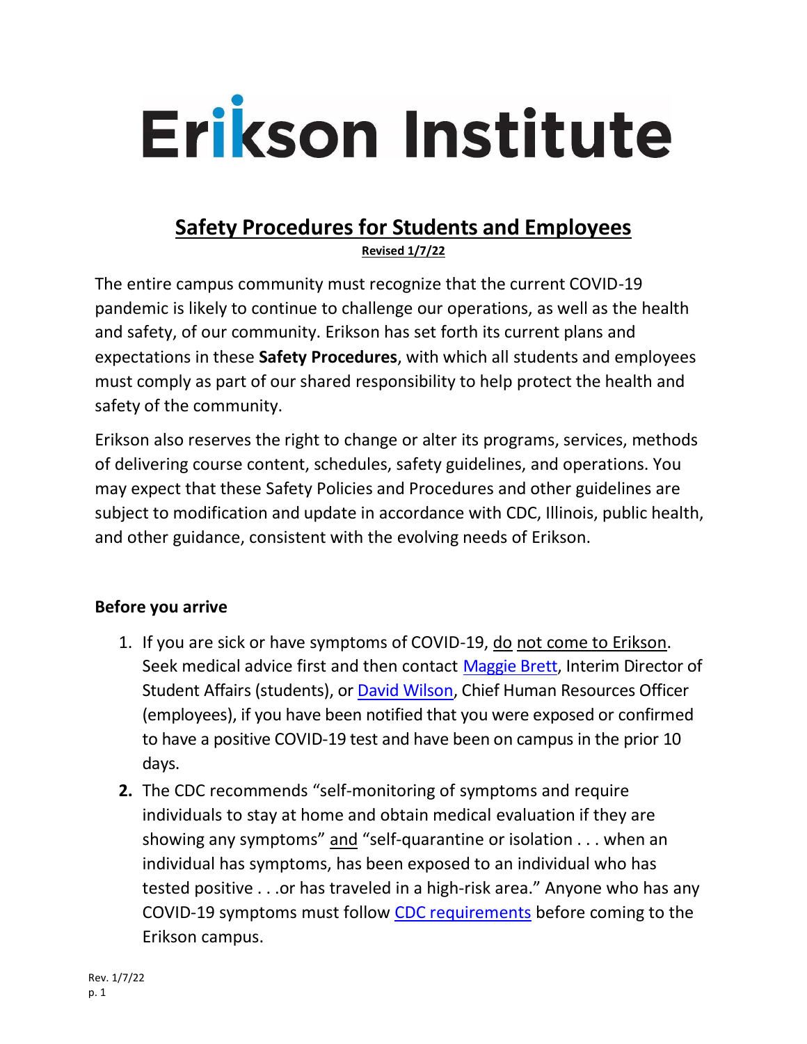# Erikson Institute

## Safety Procedures for Students and Employees

**Revised 1/7/22**

The entire campus community must recognize that the current COVID-19 pandemic is likely to continue to challenge our operations, as well as the health and safety, of our community. Erikson has set forth its current plans and expectations in these **Safety Procedures**, with which all students and employees must comply as part of our shared responsibility to help protect the health and safety of the community.

Erikson also reserves the right to change or alter its programs, services, methods of delivering course content, schedules, safety guidelines, and operations. You may expect that these Safety Policies and Procedures and other guidelines are subject to modification and update in accordance with CDC, Illinois, public health, and other guidance, consistent with the evolving needs of Erikson.

### Before you arrive

1. If you are sick or have symptoms of COVID-19, do not come to Erikson. Seek medical advice first and then contact Maggie Brett, Interim Director of Student Affairs (students), or David Wilson, Chief Human Resources Officer (employees), if you have been notified that you were exposed or confirmed to have a positive COVID-19 test and have been on campus in the prior 10 days.
2. The CDC recommends "self-monitoring of symptoms and require individuals to stay at home and obtain medical evaluation if they are showing any symptoms" and "self-quarantine or isolation . . . when an individual has symptoms, has been exposed to an individual who has tested positive . . .or has traveled in a high-risk area." Anyone who has any COVID-19 symptoms must follow CDC requirements before coming to the Erikson campus.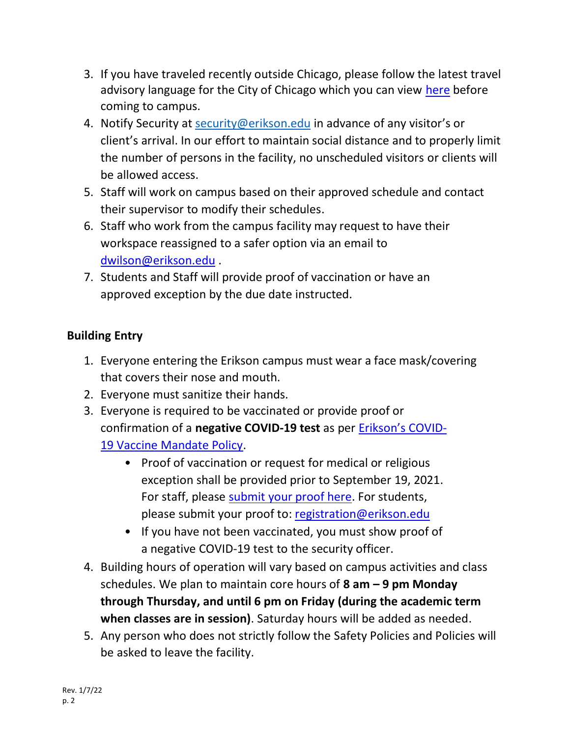3. If you have traveled recently outside Chicago, please follow the latest travel advisory language for the City of Chicago which you can view here before coming to campus.
4. Notify Security at security@erikson.edu in advance of any visitor's or client's arrival. In our effort to maintain social distance and to properly limit the number of persons in the facility, no unscheduled visitors or clients will be allowed access.
5. Staff will work on campus based on their approved schedule and contact their supervisor to modify their schedules.
6. Staff who work from the campus facility may request to have their workspace reassigned to a safer option via an email to dwilson@erikson.edu .
7. Students and Staff will provide proof of vaccination or have an approved exception by the due date instructed.

**Building Entry**

1. Everyone entering the Erikson campus must wear a face mask/covering that covers their nose and mouth.
2. Everyone must sanitize their hands.
3. Everyone is required to be vaccinated or provide proof or confirmation of a **negative COVID-19 test** as per Erikson's COVID-19 Vaccine Mandate Policy.
   - Proof of vaccination or request for medical or religious exception shall be provided prior to September 19, 2021. For staff, please submit your proof here. For students, please submit your proof to: registration@erikson.edu
   - If you have not been vaccinated, you must show proof of a negative COVID-19 test to the security officer.
4. Building hours of operation will vary based on campus activities and class schedules. We plan to maintain core hours of **8 am – 9 pm Monday through Thursday, and until 6 pm on Friday (during the academic term when classes are in session)**. Saturday hours will be added as needed.
5. Any person who does not strictly follow the Safety Policies and Policies will be asked to leave the facility.

Rev. 1/7/22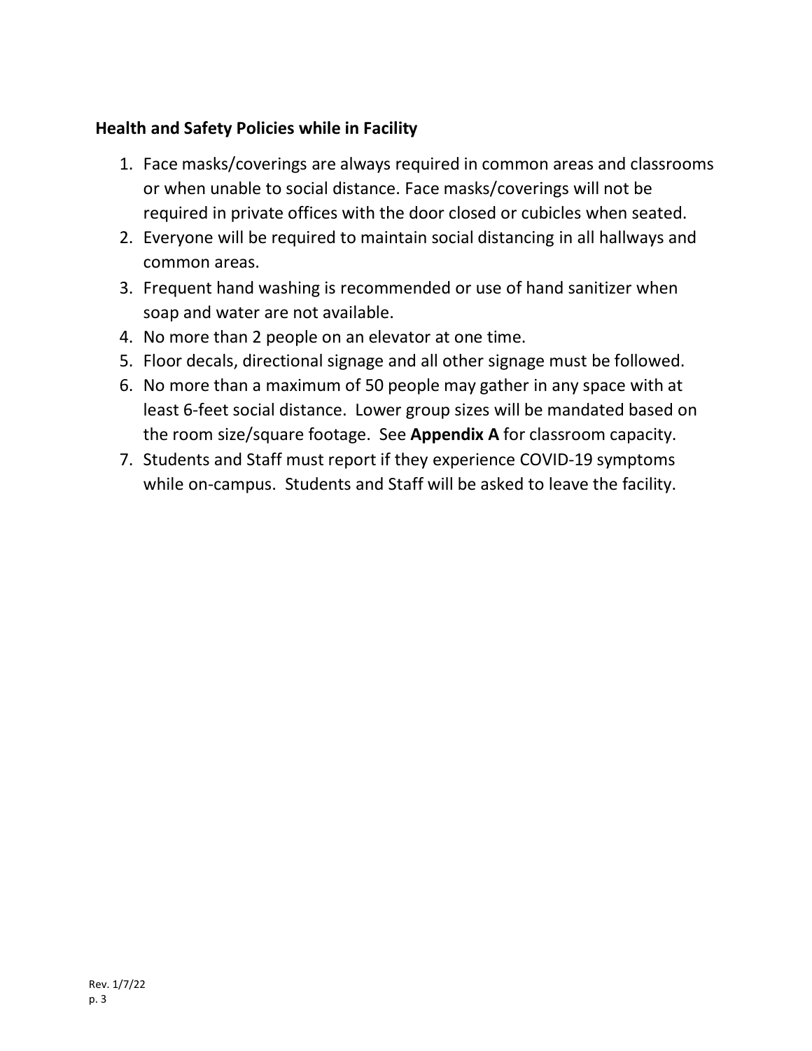**Health and Safety Policies while in Facility**

1. Face masks/coverings are always required in common areas and classrooms or when unable to social distance. Face masks/coverings will not be required in private offices with the door closed or cubicles when seated.
2. Everyone will be required to maintain social distancing in all hallways and common areas.
3. Frequent hand washing is recommended or use of hand sanitizer when soap and water are not available.
4. No more than 2 people on an elevator at one time.
5. Floor decals, directional signage and all other signage must be followed.
6. No more than a maximum of 50 people may gather in any space with at least 6-feet social distance. Lower group sizes will be mandated based on the room size/square footage. See **Appendix A** for classroom capacity.
7. Students and Staff must report if they experience COVID-19 symptoms while on-campus. Students and Staff will be asked to leave the facility.

Rev. 1/7/22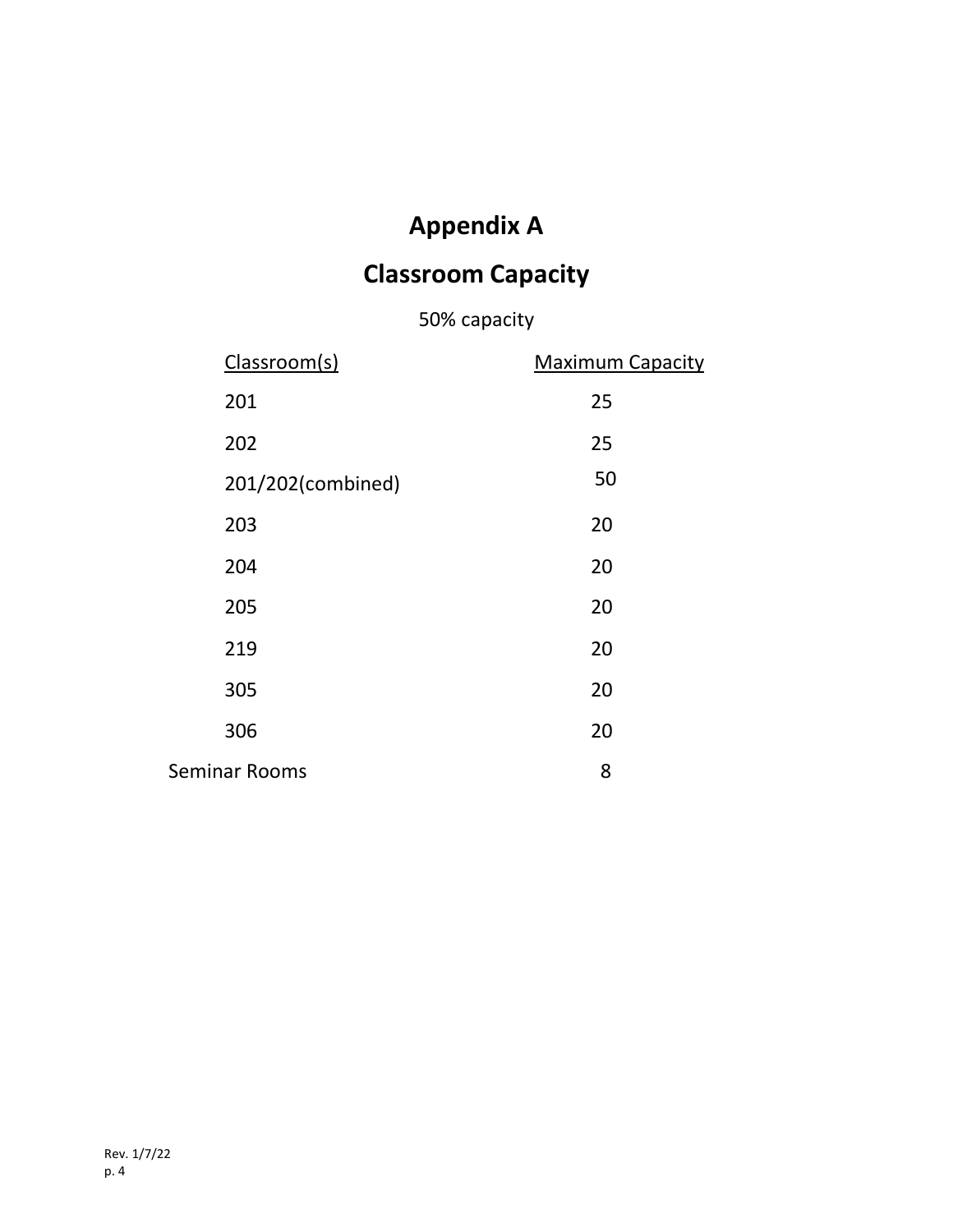# Appendix A

# Classroom Capacity

50% capacity

| Classroom(s) | Maximum Capacity |
|---|---|
| 201 | 25 |
| 202 | 25 |
| 201/202(combined) | 50 |
| 203 | 20 |
| 204 | 20 |
| 205 | 20 |
| 219 | 20 |
| 305 | 20 |
| 306 | 20 |
| Seminar Rooms | 8 |

Rev. 1/7/22